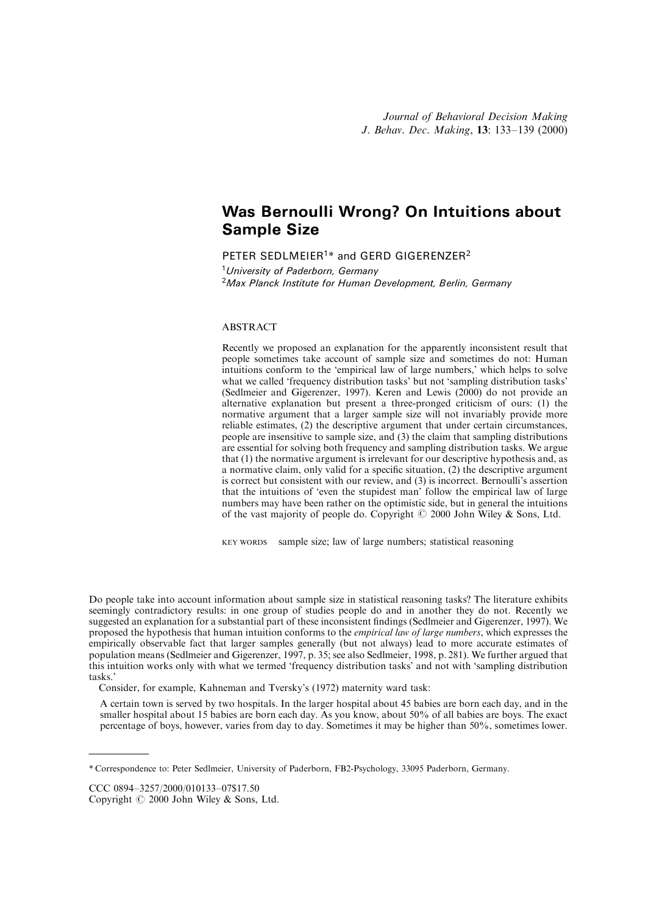# Was Bernoulli Wrong? On Intuitions about Sample Size

PETER SEDLMEIER[1]* and GERD GIGERENZER[2]

[1] *University of Paderborn, Germany*
[2] *Max Planck Institute for Human Development, Berlin, Germany*

## ABSTRACT

Recently we proposed an explanation for the apparently inconsistent result that people sometimes take account of sample size and sometimes do not: Human intuitions conform to the 'empirical law of large numbers,' which helps to solve what we called 'frequency distribution tasks' but not 'sampling distribution tasks' (Sedlmeier and Gigerenzer, 1997). Keren and Lewis (2000) do not provide an alternative explanation but present a three-pronged criticism of ours: (1) the normative argument that a larger sample size will not invariably provide more reliable estimates, (2) the descriptive argument that under certain circumstances, people are insensitive to sample size, and (3) the claim that sampling distributions are essential for solving both frequency and sampling distribution tasks. We argue that (1) the normative argument is irrelevant for our descriptive hypothesis and, as a normative claim, only valid for a specific situation, (2) the descriptive argument is correct but consistent with our review, and (3) is incorrect. Bernoulli's assertion that the intuitions of 'even the stupidest man' follow the empirical law of large numbers may have been rather on the optimistic side, but in general the intuitions of the vast majority of people do. Copyright © 2000 John Wiley & Sons, Ltd.

KEY WORDS sample size; law of large numbers; statistical reasoning

Do people take into account information about sample size in statistical reasoning tasks? The literature exhibits seemingly contradictory results: in one group of studies people do and in another they do not. Recently we suggested an explanation for a substantial part of these inconsistent findings (Sedlmeier and Gigerenzer, 1997). We proposed the hypothesis that human intuition conforms to the *empirical law of large numbers*, which expresses the empirically observable fact that larger samples generally (but not always) lead to more accurate estimates of population means (Sedlmeier and Gigerenzer, 1997, p. 35; see also Sedlmeier, 1998, p. 281). We further argued that this intuition works only with what we termed 'frequency distribution tasks' and not with 'sampling distribution tasks.'

Consider, for example, Kahneman and Tversky's (1972) maternity ward task:

> A certain town is served by two hospitals. In the larger hospital about 45 babies are born each day, and in the smaller hospital about 15 babies are born each day. As you know, about 50% of all babies are boys. The exact percentage of boys, however, varies from day to day. Sometimes it may be higher than 50%, sometimes lower.

---

\* Correspondence to: Peter Sedlmeier, University of Paderborn, FB2-Psychology, 33095 Paderborn, Germany.

CCC 0894–3257/2000/010133–07$17.50
Copyright © 2000 John Wiley & Sons, Ltd.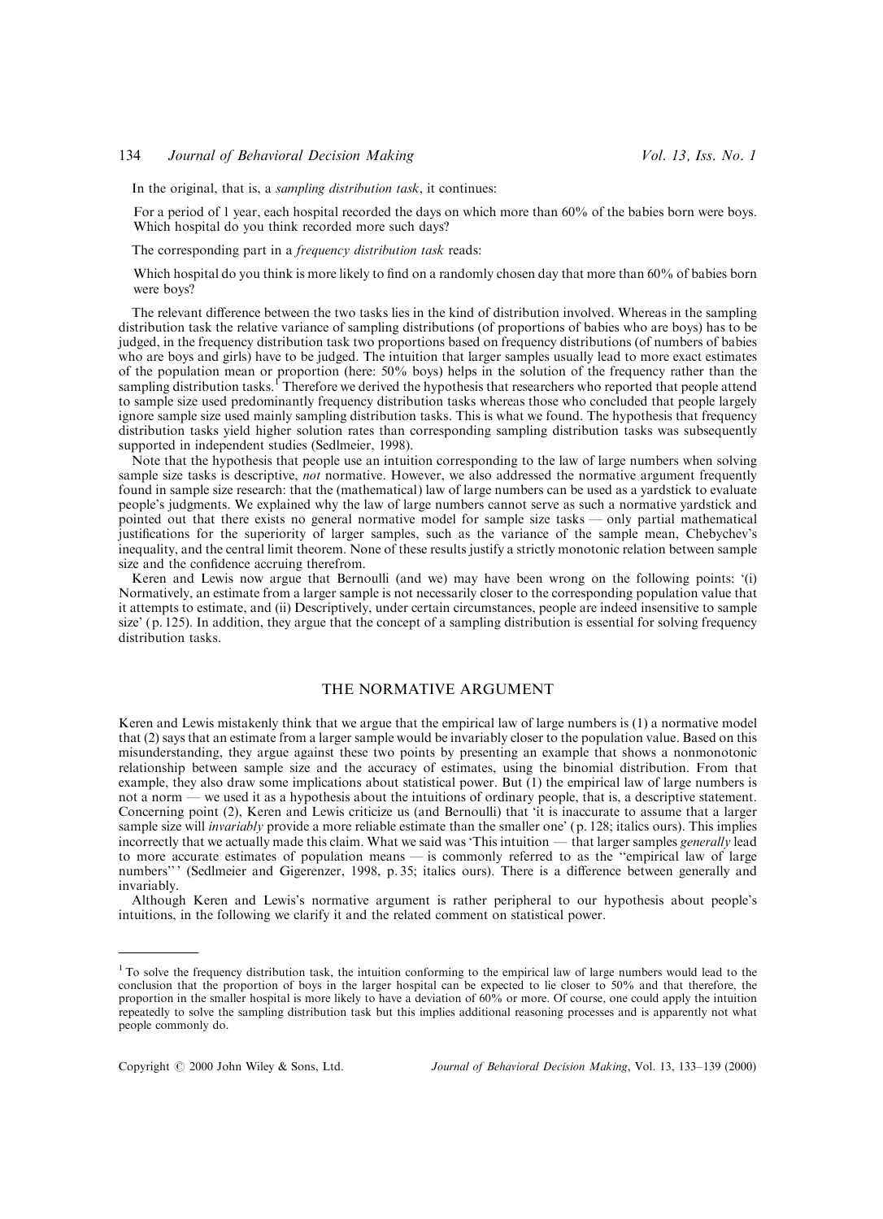In the original, that is, a *sampling distribution task*, it continues:

> For a period of 1 year, each hospital recorded the days on which more than 60% of the babies born were boys. Which hospital do you think recorded more such days?

The corresponding part in a *frequency distribution task* reads:

> Which hospital do you think is more likely to find on a randomly chosen day that more than 60% of babies born were boys?

The relevant difference between the two tasks lies in the kind of distribution involved. Whereas in the sampling distribution task the relative variance of sampling distributions (of proportions of babies who are boys) has to be judged, in the frequency distribution task two proportions based on frequency distributions (of numbers of babies who are boys and girls) have to be judged. The intuition that larger samples usually lead to more exact estimates of the population mean or proportion (here: 50% boys) helps in the solution of the frequency rather than the sampling distribution tasks.[1] Therefore we derived the hypothesis that researchers who reported that people attend to sample size used predominantly frequency distribution tasks whereas those who concluded that people largely ignore sample size used mainly sampling distribution tasks. This is what we found. The hypothesis that frequency distribution tasks yield higher solution rates than corresponding sampling distribution tasks was subsequently supported in independent studies (Sedlmeier, 1998).

Note that the hypothesis that people use an intuition corresponding to the law of large numbers when solving sample size tasks is descriptive, *not* normative. However, we also addressed the normative argument frequently found in sample size research: that the (mathematical) law of large numbers can be used as a yardstick to evaluate people's judgments. We explained why the law of large numbers cannot serve as such a normative yardstick and pointed out that there exists no general normative model for sample size tasks — only partial mathematical justifications for the superiority of larger samples, such as the variance of the sample mean, Chebychev's inequality, and the central limit theorem. None of these results justify a strictly monotonic relation between sample size and the confidence accruing therefrom.

Keren and Lewis now argue that Bernoulli (and we) may have been wrong on the following points: '(i) Normatively, an estimate from a larger sample is not necessarily closer to the corresponding population value that it attempts to estimate, and (ii) Descriptively, under certain circumstances, people are indeed insensitive to sample size' (p. 125). In addition, they argue that the concept of a sampling distribution is essential for solving frequency distribution tasks.

## THE NORMATIVE ARGUMENT

Keren and Lewis mistakenly think that we argue that the empirical law of large numbers is (1) a normative model that (2) says that an estimate from a larger sample would be invariably closer to the population value. Based on this misunderstanding, they argue against these two points by presenting an example that shows a nonmonotonic relationship between sample size and the accuracy of estimates, using the binomial distribution. From that example, they also draw some implications about statistical power. But (1) the empirical law of large numbers is not a norm — we used it as a hypothesis about the intuitions of ordinary people, that is, a descriptive statement. Concerning point (2), Keren and Lewis criticize us (and Bernoulli) that 'it is inaccurate to assume that a larger sample size will *invariably* provide a more reliable estimate than the smaller one' (p. 128; italics ours). This implies incorrectly that we actually made this claim. What we said was 'This intuition — that larger samples *generally* lead to more accurate estimates of population means — is commonly referred to as the "empirical law of large numbers"' (Sedlmeier and Gigerenzer, 1998, p. 35; italics ours). There is a difference between generally and invariably.

Although Keren and Lewis's normative argument is rather peripheral to our hypothesis about people's intuitions, in the following we clarify it and the related comment on statistical power.

[1] To solve the frequency distribution task, the intuition conforming to the empirical law of large numbers would lead to the conclusion that the proportion of boys in the larger hospital can be expected to lie closer to 50% and that therefore, the proportion in the smaller hospital is more likely to have a deviation of 60% or more. Of course, one could apply the intuition repeatedly to solve the sampling distribution task but this implies additional reasoning processes and is apparently not what people commonly do.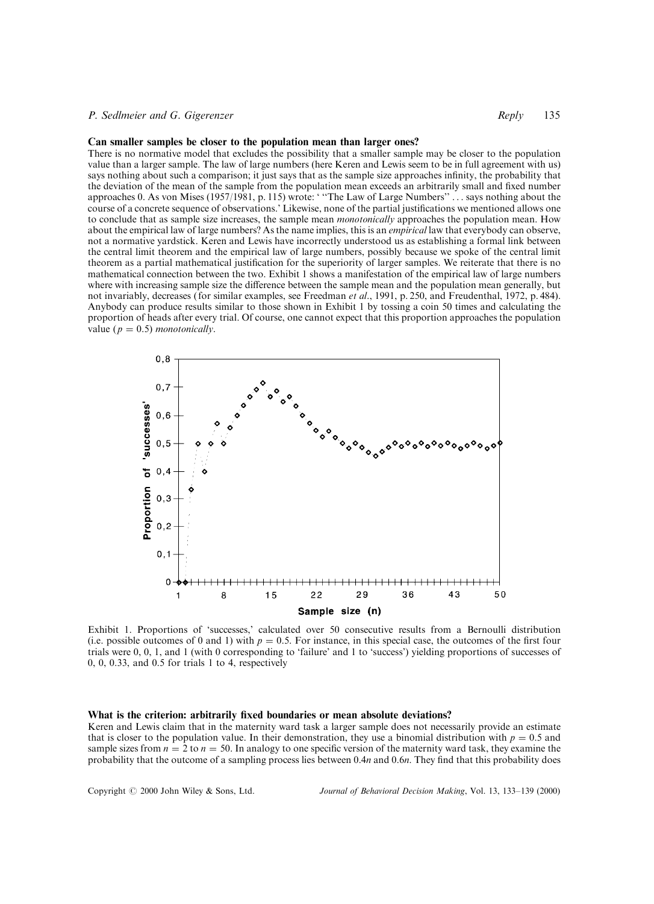### Can smaller samples be closer to the population mean than larger ones?

There is no normative model that excludes the possibility that a smaller sample may be closer to the population value than a larger sample. The law of large numbers (here Keren and Lewis seem to be in full agreement with us) says nothing about such a comparison; it just says that as the sample size approaches infinity, the probability that the deviation of the mean of the sample from the population mean exceeds an arbitrarily small and fixed number approaches 0. As von Mises (1957/1981, p. 115) wrote: ' "The Law of Large Numbers" ... says nothing about the course of a concrete sequence of observations.' Likewise, none of the partial justifications we mentioned allows one to conclude that as sample size increases, the sample mean *monotonically* approaches the population mean. How about the empirical law of large numbers? As the name implies, this is an *empirical* law that everybody can observe, not a normative yardstick. Keren and Lewis have incorrectly understood us as establishing a formal link between the central limit theorem and the empirical law of large numbers, possibly because we spoke of the central limit theorem as a partial mathematical justification for the superiority of larger samples. We reiterate that there is no mathematical connection between the two. Exhibit 1 shows a manifestation of the empirical law of large numbers where with increasing sample size the difference between the sample mean and the population mean generally, but not invariably, decreases (for similar examples, see Freedman *et al*., 1991, p. 250, and Freudenthal, 1972, p. 484). Anybody can produce results similar to those shown in Exhibit 1 by tossing a coin 50 times and calculating the proportion of heads after every trial. Of course, one cannot expect that this proportion approaches the population value ($p = 0.5$) *monotonically*.

Exhibit 1. Proportions of 'successes,' calculated over 50 consecutive results from a Bernoulli distribution (i.e. possible outcomes of 0 and 1) with $p = 0.5$. For instance, in this special case, the outcomes of the first four trials were 0, 0, 1, and 1 (with 0 corresponding to 'failure' and 1 to 'success') yielding proportions of successes of 0, 0, 0.33, and 0.5 for trials 1 to 4, respectively

### What is the criterion: arbitrarily fixed boundaries or mean absolute deviations?

Keren and Lewis claim that in the maternity ward task a larger sample does not necessarily provide an estimate that is closer to the population value. In their demonstration, they use a binomial distribution with $p = 0.5$ and sample sizes from $n = 2$ to $n = 50$. In analogy to one specific version of the maternity ward task, they examine the probability that the outcome of a sampling process lies between $0.4n$ and $0.6n$. They find that this probability does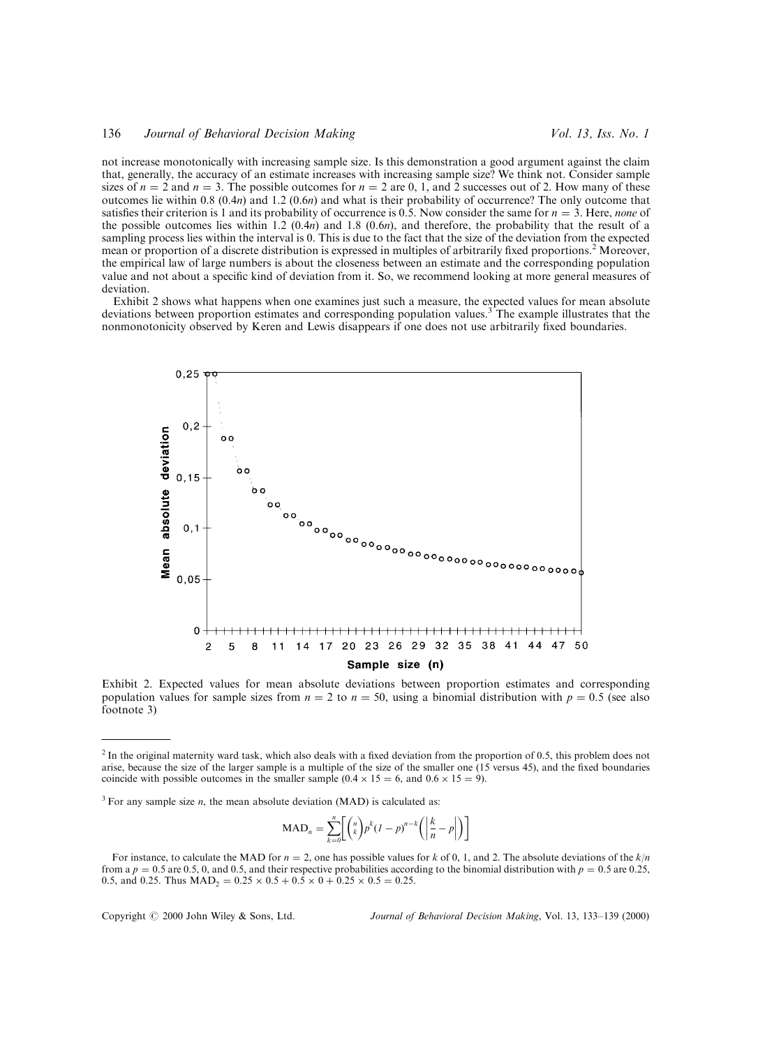not increase monotonically with increasing sample size. Is this demonstration a good argument against the claim that, generally, the accuracy of an estimate increases with increasing sample size? We think not. Consider sample sizes of $n = 2$ and $n = 3$. The possible outcomes for $n = 2$ are 0, 1, and 2 successes out of 2. How many of these outcomes lie within 0.8 ($0.4n$) and 1.2 ($0.6n$) and what is their probability of occurrence? The only outcome that satisfies their criterion is 1 and its probability of occurrence is 0.5. Now consider the same for $n = 3$. Here, *none* of the possible outcomes lies within 1.2 ($0.4n$) and 1.8 ($0.6n$), and therefore, the probability that the result of a sampling process lies within the interval is 0. This is due to the fact that the size of the deviation from the expected mean or proportion of a discrete distribution is expressed in multiples of arbitrarily fixed proportions.[2] Moreover, the empirical law of large numbers is about the closeness between an estimate and the corresponding population value and not about a specific kind of deviation from it. So, we recommend looking at more general measures of deviation.

Exhibit 2 shows what happens when one examines just such a measure, the expected values for mean absolute deviations between proportion estimates and corresponding population values.[3] The example illustrates that the nonmonotonicity observed by Keren and Lewis disappears if one does not use arbitrarily fixed boundaries.

Exhibit 2. Expected values for mean absolute deviations between proportion estimates and corresponding population values for sample sizes from $n = 2$ to $n = 50$, using a binomial distribution with $p = 0.5$ (see also footnote 3)

---

[2] In the original maternity ward task, which also deals with a fixed deviation from the proportion of 0.5, this problem does not arise, because the size of the larger sample is a multiple of the size of the smaller one (15 versus 45), and the fixed boundaries coincide with possible outcomes in the smaller sample ($0.4 \times 15 = 6$, and $0.6 \times 15 = 9$).

[3] For any sample size $n$, the mean absolute deviation (MAD) is calculated as:

$$\mathrm{MAD}_n = \sum_{k=0}^{n}\left[\binom{n}{k}p^k(1-p)^{n-k}\left(\left|\frac{k}{n}-p\right|\right)\right]$$

For instance, to calculate the MAD for $n = 2$, one has possible values for $k$ of 0, 1, and 2. The absolute deviations of the $k/n$ from a $p = 0.5$ are 0.5, 0, and 0.5, and their respective probabilities according to the binomial distribution with $p = 0.5$ are 0.25, 0.5, and 0.25. Thus $\mathrm{MAD}_2 = 0.25 \times 0.5 + 0.5 \times 0 + 0.25 \times 0.5 = 0.25$.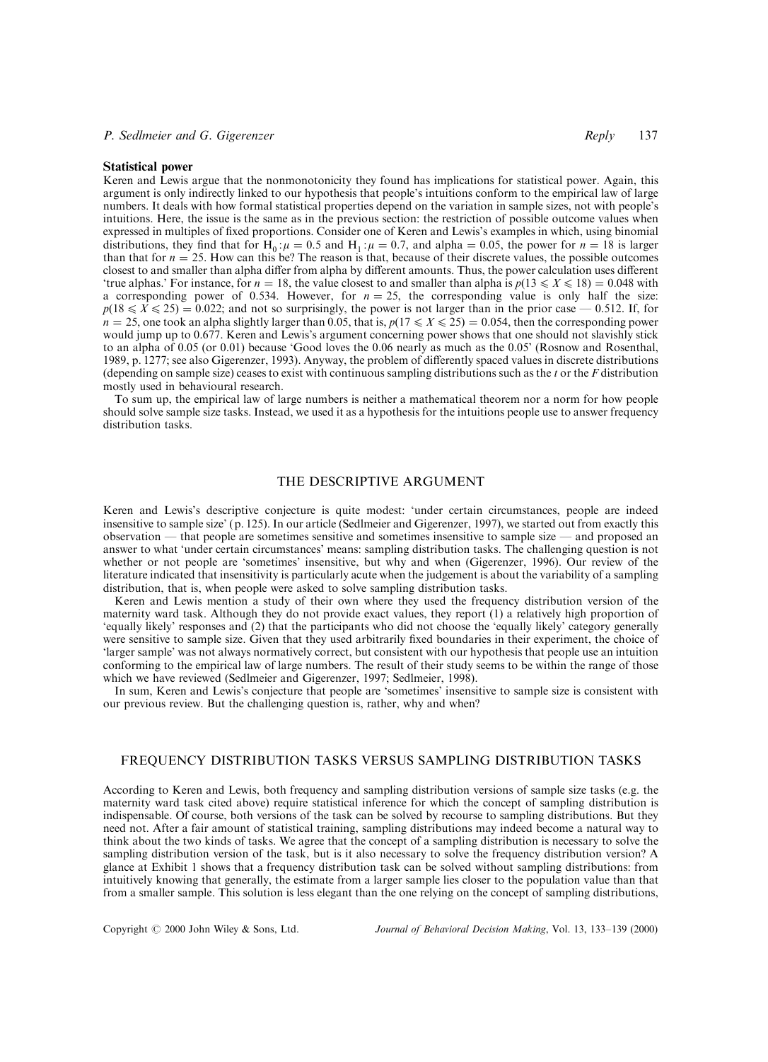### Statistical power

Keren and Lewis argue that the nonmonotonicity they found has implications for statistical power. Again, this argument is only indirectly linked to our hypothesis that people's intuitions conform to the empirical law of large numbers. It deals with how formal statistical properties depend on the variation in sample sizes, not with people's intuitions. Here, the issue is the same as in the previous section: the restriction of possible outcome values when expressed in multiples of fixed proportions. Consider one of Keren and Lewis's examples in which, using binomial distributions, they find that for $H_0: \mu = 0.5$ and $H_1: \mu = 0.7$, and alpha $= 0.05$, the power for $n = 18$ is larger than that for $n = 25$. How can this be? The reason is that, because of their discrete values, the possible outcomes closest to and smaller than alpha differ from alpha by different amounts. Thus, the power calculation uses different 'true alphas.' For instance, for $n = 18$, the value closest to and smaller than alpha is $p(13 \leqslant X \leqslant 18) = 0.048$ with a corresponding power of 0.534. However, for $n = 25$, the corresponding value is only half the size: $p(18 \leqslant X \leqslant 25) = 0.022$; and not so surprisingly, the power is not larger than in the prior case — 0.512. If, for $n = 25$, one took an alpha slightly larger than 0.05, that is, $p(17 \leqslant X \leqslant 25) = 0.054$, then the corresponding power would jump up to 0.677. Keren and Lewis's argument concerning power shows that one should not slavishly stick to an alpha of 0.05 (or 0.01) because 'Good loves the 0.06 nearly as much as the 0.05' (Rosnow and Rosenthal, 1989, p. 1277; see also Gigerenzer, 1993). Anyway, the problem of differently spaced values in discrete distributions (depending on sample size) ceases to exist with continuous sampling distributions such as the *t* or the *F* distribution mostly used in behavioural research.

To sum up, the empirical law of large numbers is neither a mathematical theorem nor a norm for how people should solve sample size tasks. Instead, we used it as a hypothesis for the intuitions people use to answer frequency distribution tasks.

## THE DESCRIPTIVE ARGUMENT

Keren and Lewis's descriptive conjecture is quite modest: 'under certain circumstances, people are indeed insensitive to sample size' (p. 125). In our article (Sedlmeier and Gigerenzer, 1997), we started out from exactly this observation — that people are sometimes sensitive and sometimes insensitive to sample size — and proposed an answer to what 'under certain circumstances' means: sampling distribution tasks. The challenging question is not whether or not people are 'sometimes' insensitive, but why and when (Gigerenzer, 1996). Our review of the literature indicated that insensitivity is particularly acute when the judgement is about the variability of a sampling distribution, that is, when people were asked to solve sampling distribution tasks.

Keren and Lewis mention a study of their own where they used the frequency distribution version of the maternity ward task. Although they do not provide exact values, they report (1) a relatively high proportion of 'equally likely' responses and (2) that the participants who did not choose the 'equally likely' category generally were sensitive to sample size. Given that they used arbitrarily fixed boundaries in their experiment, the choice of 'larger sample' was not always normatively correct, but consistent with our hypothesis that people use an intuition conforming to the empirical law of large numbers. The result of their study seems to be within the range of those which we have reviewed (Sedlmeier and Gigerenzer, 1997; Sedlmeier, 1998).

In sum, Keren and Lewis's conjecture that people are 'sometimes' insensitive to sample size is consistent with our previous review. But the challenging question is, rather, why and when?

## FREQUENCY DISTRIBUTION TASKS VERSUS SAMPLING DISTRIBUTION TASKS

According to Keren and Lewis, both frequency and sampling distribution versions of sample size tasks (e.g. the maternity ward task cited above) require statistical inference for which the concept of sampling distribution is indispensable. Of course, both versions of the task can be solved by recourse to sampling distributions. But they need not. After a fair amount of statistical training, sampling distributions may indeed become a natural way to think about the two kinds of tasks. We agree that the concept of a sampling distribution is necessary to solve the sampling distribution version of the task, but is it also necessary to solve the frequency distribution version? A glance at Exhibit 1 shows that a frequency distribution task can be solved without sampling distributions: from intuitively knowing that generally, the estimate from a larger sample lies closer to the population value than that from a smaller sample. This solution is less elegant than the one relying on the concept of sampling distributions,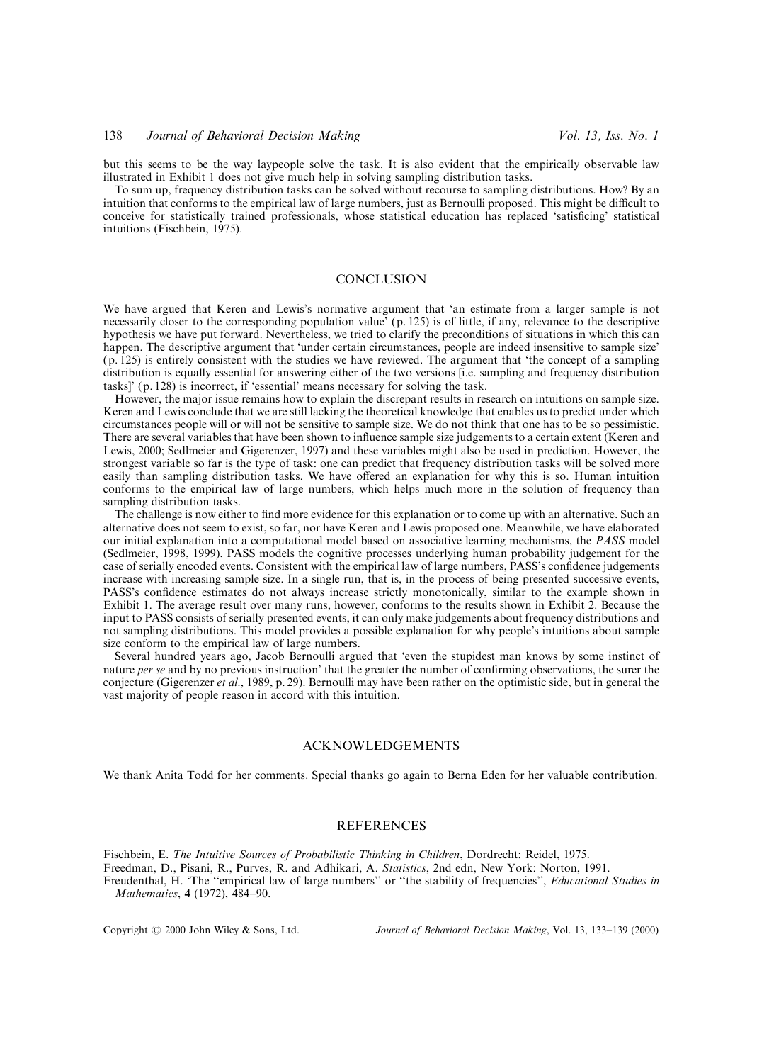but this seems to be the way laypeople solve the task. It is also evident that the empirically observable law illustrated in Exhibit 1 does not give much help in solving sampling distribution tasks.

To sum up, frequency distribution tasks can be solved without recourse to sampling distributions. How? By an intuition that conforms to the empirical law of large numbers, just as Bernoulli proposed. This might be difficult to conceive for statistically trained professionals, whose statistical education has replaced 'satisficing' statistical intuitions (Fischbein, 1975).

## CONCLUSION

We have argued that Keren and Lewis's normative argument that 'an estimate from a larger sample is not necessarily closer to the corresponding population value' (p. 125) is of little, if any, relevance to the descriptive hypothesis we have put forward. Nevertheless, we tried to clarify the preconditions of situations in which this can happen. The descriptive argument that 'under certain circumstances, people are indeed insensitive to sample size' (p. 125) is entirely consistent with the studies we have reviewed. The argument that 'the concept of a sampling distribution is equally essential for answering either of the two versions [i.e. sampling and frequency distribution tasks]' (p. 128) is incorrect, if 'essential' means necessary for solving the task.

However, the major issue remains how to explain the discrepant results in research on intuitions on sample size. Keren and Lewis conclude that we are still lacking the theoretical knowledge that enables us to predict under which circumstances people will or will not be sensitive to sample size. We do not think that one has to be so pessimistic. There are several variables that have been shown to influence sample size judgements to a certain extent (Keren and Lewis, 2000; Sedlmeier and Gigerenzer, 1997) and these variables might also be used in prediction. However, the strongest variable so far is the type of task: one can predict that frequency distribution tasks will be solved more easily than sampling distribution tasks. We have offered an explanation for why this is so. Human intuition conforms to the empirical law of large numbers, which helps much more in the solution of frequency than sampling distribution tasks.

The challenge is now either to find more evidence for this explanation or to come up with an alternative. Such an alternative does not seem to exist, so far, nor have Keren and Lewis proposed one. Meanwhile, we have elaborated our initial explanation into a computational model based on associative learning mechanisms, the *PASS* model (Sedlmeier, 1998, 1999). PASS models the cognitive processes underlying human probability judgement for the case of serially encoded events. Consistent with the empirical law of large numbers, PASS's confidence judgements increase with increasing sample size. In a single run, that is, in the process of being presented successive events, PASS's confidence estimates do not always increase strictly monotonically, similar to the example shown in Exhibit 1. The average result over many runs, however, conforms to the results shown in Exhibit 2. Because the input to PASS consists of serially presented events, it can only make judgements about frequency distributions and not sampling distributions. This model provides a possible explanation for why people's intuitions about sample size conform to the empirical law of large numbers.

Several hundred years ago, Jacob Bernoulli argued that 'even the stupidest man knows by some instinct of nature *per se* and by no previous instruction' that the greater the number of confirming observations, the surer the conjecture (Gigerenzer *et al.*, 1989, p. 29). Bernoulli may have been rather on the optimistic side, but in general the vast majority of people reason in accord with this intuition.

## ACKNOWLEDGEMENTS

We thank Anita Todd for her comments. Special thanks go again to Berna Eden for her valuable contribution.

## REFERENCES

Fischbein, E. *The Intuitive Sources of Probabilistic Thinking in Children*, Dordrecht: Reidel, 1975.

Freedman, D., Pisani, R., Purves, R. and Adhikari, A. *Statistics*, 2nd edn, New York: Norton, 1991.

Freudenthal, H. 'The "empirical law of large numbers" or "the stability of frequencies"', *Educational Studies in Mathematics*, **4** (1972), 484–90.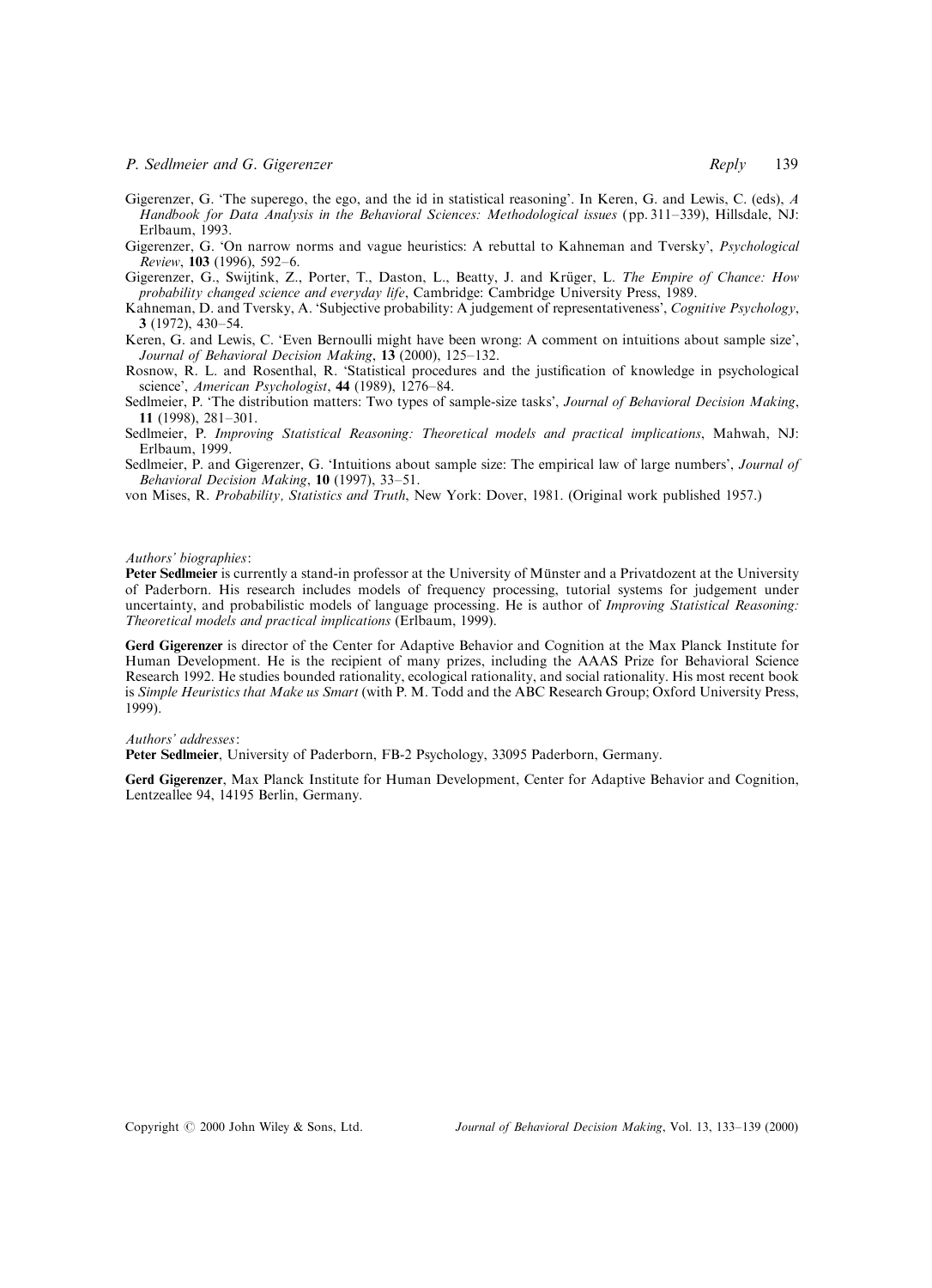Gigerenzer, G. 'The superego, the ego, and the id in statistical reasoning'. In Keren, G. and Lewis, C. (eds), *A Handbook for Data Analysis in the Behavioral Sciences: Methodological issues* (pp. 311–339), Hillsdale, NJ: Erlbaum, 1993.

Gigerenzer, G. 'On narrow norms and vague heuristics: A rebuttal to Kahneman and Tversky', *Psychological Review*, **103** (1996), 592–6.

Gigerenzer, G., Swijtink, Z., Porter, T., Daston, L., Beatty, J. and Krüger, L. *The Empire of Chance: How probability changed science and everyday life*, Cambridge: Cambridge University Press, 1989.

Kahneman, D. and Tversky, A. 'Subjective probability: A judgement of representativeness', *Cognitive Psychology*, **3** (1972), 430–54.

Keren, G. and Lewis, C. 'Even Bernoulli might have been wrong: A comment on intuitions about sample size', *Journal of Behavioral Decision Making*, **13** (2000), 125–132.

Rosnow, R. L. and Rosenthal, R. 'Statistical procedures and the justification of knowledge in psychological science', *American Psychologist*, **44** (1989), 1276–84.

Sedlmeier, P. 'The distribution matters: Two types of sample-size tasks', *Journal of Behavioral Decision Making*, **11** (1998), 281–301.

Sedlmeier, P. *Improving Statistical Reasoning: Theoretical models and practical implications*, Mahwah, NJ: Erlbaum, 1999.

Sedlmeier, P. and Gigerenzer, G. 'Intuitions about sample size: The empirical law of large numbers', *Journal of Behavioral Decision Making*, **10** (1997), 33–51.

von Mises, R. *Probability, Statistics and Truth*, New York: Dover, 1981. (Original work published 1957.)

*Authors' biographies*:

**Peter Sedlmeier** is currently a stand-in professor at the University of Münster and a Privatdozent at the University of Paderborn. His research includes models of frequency processing, tutorial systems for judgement under uncertainty, and probabilistic models of language processing. He is author of *Improving Statistical Reasoning: Theoretical models and practical implications* (Erlbaum, 1999).

**Gerd Gigerenzer** is director of the Center for Adaptive Behavior and Cognition at the Max Planck Institute for Human Development. He is the recipient of many prizes, including the AAAS Prize for Behavioral Science Research 1992. He studies bounded rationality, ecological rationality, and social rationality. His most recent book is *Simple Heuristics that Make us Smart* (with P. M. Todd and the ABC Research Group; Oxford University Press, 1999).

*Authors' addresses*:

**Peter Sedlmeier**, University of Paderborn, FB-2 Psychology, 33095 Paderborn, Germany.

**Gerd Gigerenzer**, Max Planck Institute for Human Development, Center for Adaptive Behavior and Cognition, Lentzeallee 94, 14195 Berlin, Germany.